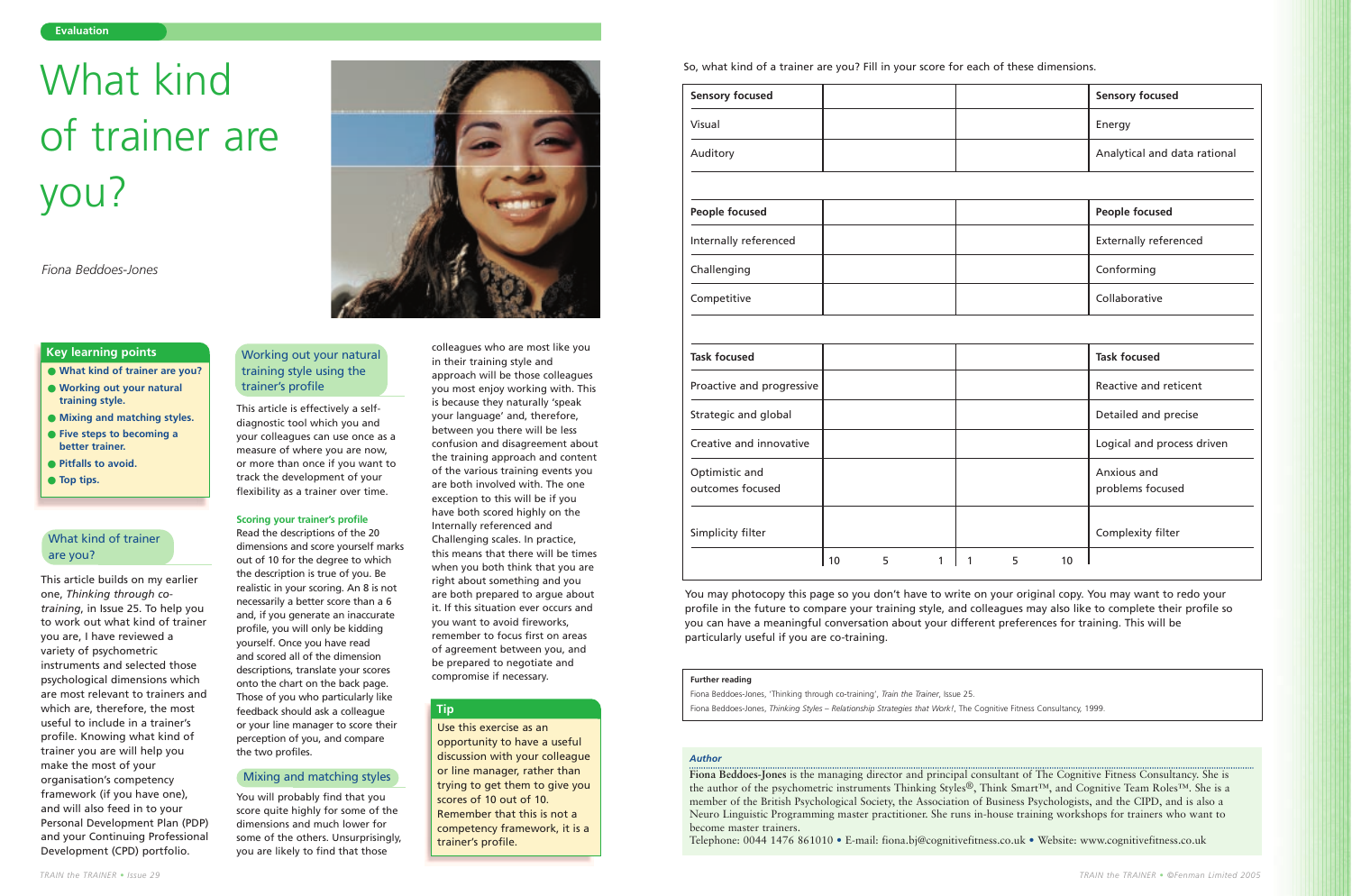Evaluation

# What kind of trainer are you?

*Fiona Beddoes-Jones*

## Key learning points

- What kind of trainer are you?
- Working out your natural training style.
- Mixing and matching styles.
- Five steps to becoming a better trainer.
- Pitfalls to avoid.
- Top tips.

## What kind of trainer are you?

This article builds on my earlier one, *Thinking through co-training*, in Issue 25. To help you to work out what kind of trainer you are, I have reviewed a variety of psychometric instruments and selected those psychological dimensions which are most relevant to trainers and which are, therefore, the most useful to include in a trainer's profile. Knowing what kind of trainer you are will help you make the most of your organisation's competency framework (if you have one), and will also feed in to your Personal Development Plan (PDP) and your Continuing Professional Development (CPD) portfolio.

## Working out your natural training style using the trainer's profile

This article is effectively a self-diagnostic tool which you and your colleagues can use once as a measure of where you are now, or more than once if you want to track the development of your flexibility as a trainer over time.

### Scoring your trainer's profile

Read the descriptions of the 20 dimensions and score yourself marks out of 10 for the degree to which the description is true of you. Be realistic in your scoring. An 8 is not necessarily a better score than a 6 and, if you generate an inaccurate profile, you will only be kidding yourself. Once you have read and scored all of the dimension descriptions, translate your scores onto the chart on the back page. Those of you who particularly like feedback should ask a colleague or your line manager to score their perception of you, and compare the two profiles.

## Mixing and matching styles

You will probably find that you score quite highly for some of the dimensions and much lower for some of the others. Unsurprisingly, you are likely to find that those colleagues who are most like you in their training style and approach will be those colleagues you most enjoy working with. This is because they naturally 'speak your language' and, therefore, between you there will be less confusion and disagreement about the training approach and content of the various training events you are both involved with. The one exception to this will be if you have both scored highly on the Internally referenced and Challenging scales. In practice, this means that there will be times when you both think that you are right about something and you are both prepared to argue about it. If this situation ever occurs and you want to avoid fireworks, remember to focus first on areas of agreement between you, and be prepared to negotiate and compromise if necessary.

## Tip

Use this exercise as an opportunity to have a useful discussion with your colleague or line manager, rather than trying to get them to give you scores of 10 out of 10. Remember that this is not a competency framework, it is a trainer's profile.

So, what kind of a trainer are you? Fill in your score for each of these dimensions.

| | | | |
|---|---|---|---|
| **Sensory focused** | | | **Sensory focused** |
| Visual | | | Energy |
| Auditory | | | Analytical and data rational |
| | | | |
| **People focused** | | | **People focused** |
| Internally referenced | | | Externally referenced |
| Challenging | | | Conforming |
| Competitive | | | Collaborative |
| | | | |
| **Task focused** | | | **Task focused** |
| Proactive and progressive | | | Reactive and reticent |
| Strategic and global | | | Detailed and precise |
| Creative and innovative | | | Logical and process driven |
| Optimistic and outcomes focused | | | Anxious and problems focused |
| Simplicity filter | | | Complexity filter |
| | 10 5 1 | 1 5 10 | |

You may photocopy this page so you don't have to write on your original copy. You may want to redo your profile in the future to compare your training style, and colleagues may also like to complete their profile so you can have a meaningful conversation about your different preferences for training. This will be particularly useful if you are co-training.

**Further reading**

Fiona Beddoes-Jones, 'Thinking through co-training', *Train the Trainer*, Issue 25.

Fiona Beddoes-Jones, *Thinking Styles – Relationship Strategies that Work!*, The Cognitive Fitness Consultancy, 1999.

***Author***

**Fiona Beddoes-Jones** is the managing director and principal consultant of The Cognitive Fitness Consultancy. She is the author of the psychometric instruments Thinking Styles®, Think Smart™, and Cognitive Team Roles™. She is a member of the British Psychological Society, the Association of Business Psychologists, and the CIPD, and is also a Neuro Linguistic Programming master practitioner. She runs in-house training workshops for trainers who want to become master trainers.

Telephone: 0044 1476 861010 • E-mail: fiona.bj@cognitivefitness.co.uk • Website: www.cognitivefitness.co.uk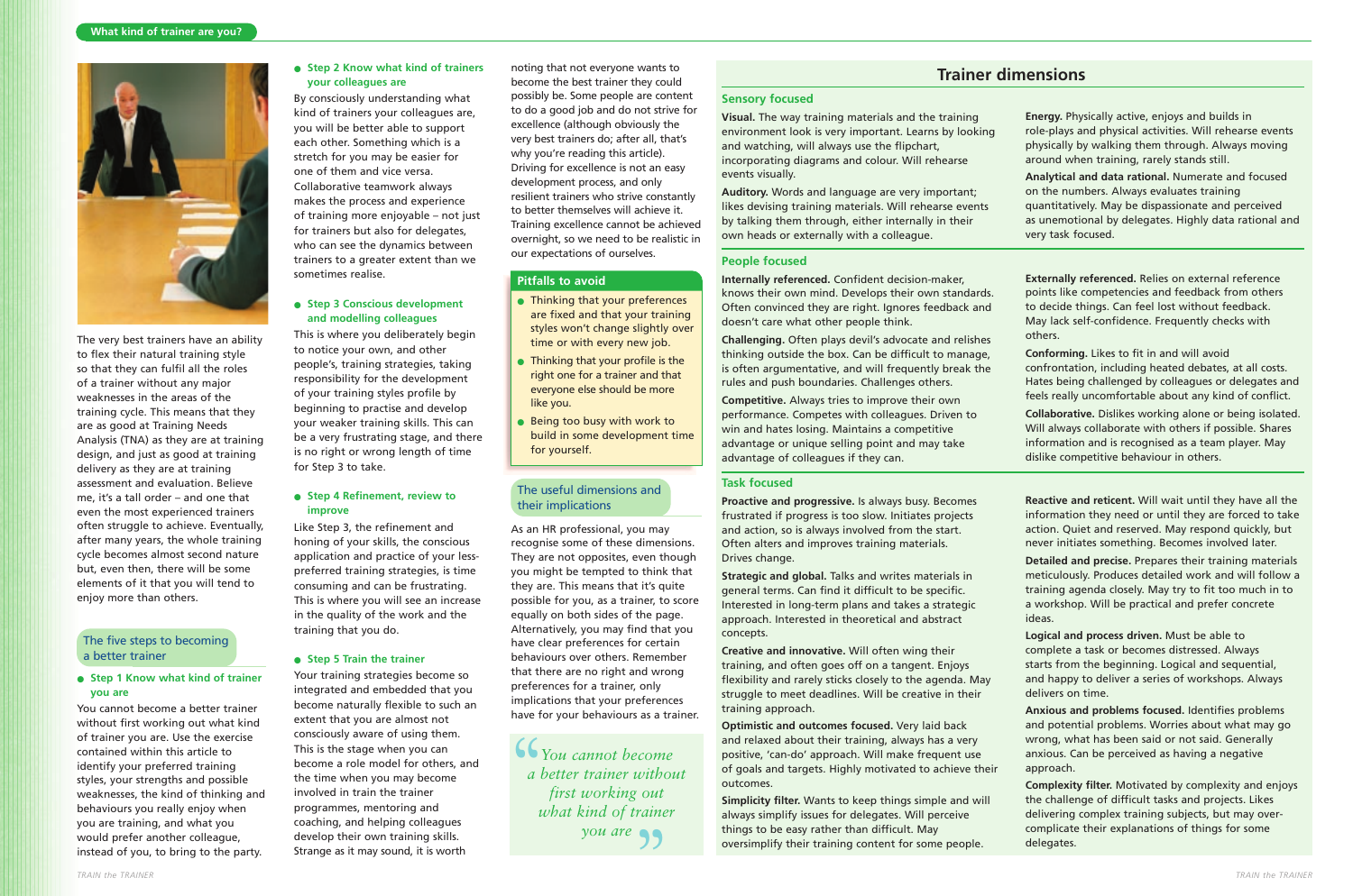## What kind of trainer are you?

The very best trainers have an ability to flex their natural training style so that they can fulfil all the roles of a trainer without any major weaknesses in the areas of the training cycle. This means that they are as good at Training Needs Analysis (TNA) as they are at training design, and just as good at training delivery as they are at training assessment and evaluation. Believe me, it's a tall order – and one that even the most experienced trainers often struggle to achieve. Eventually, after many years, the whole training cycle becomes almost second nature but, even then, there will be some elements of it that you will tend to enjoy more than others.

### The five steps to becoming a better trainer

- **Step 1 Know what kind of trainer you are**

You cannot become a better trainer without first working out what kind of trainer you are. Use the exercise contained within this article to identify your preferred training styles, your strengths and possible weaknesses, the kind of thinking and behaviours you really enjoy when you are training, and what you would prefer another colleague, instead of you, to bring to the party.

- **Step 2 Know what kind of trainers your colleagues are**

By consciously understanding what kind of trainers your colleagues are, you will be better able to support each other. Something which is a stretch for you may be easier for one of them and vice versa. Collaborative teamwork always makes the process and experience of training more enjoyable – not just for trainers but also for delegates, who can see the dynamics between trainers to a greater extent than we sometimes realise.

- **Step 3 Conscious development and modelling colleagues**

This is where you deliberately begin to notice your own, and other people's, training strategies, taking responsibility for the development of your training styles profile by beginning to practise and develop your weaker training skills. This can be a very frustrating stage, and there is no right or wrong length of time for Step 3 to take.

- **Step 4 Refinement, review to improve**

Like Step 3, the refinement and honing of your skills, the conscious application and practice of your less-preferred training strategies, is time consuming and can be frustrating. This is where you will see an increase in the quality of the work and the training that you do.

- **Step 5 Train the trainer**

Your training strategies become so integrated and embedded that you become naturally flexible to such an extent that you are almost not consciously aware of using them. This is the stage when you can become a role model for others, and the time when you may become involved in train the trainer programmes, mentoring and coaching, and helping colleagues develop their own training skills. Strange as it may sound, it is worth noting that not everyone wants to become the best trainer they could possibly be. Some people are content to do a good job and do not strive for excellence (although obviously the very best trainers do; after all, that's why you're reading this article). Driving for excellence is not an easy development process, and only resilient trainers who strive constantly to better themselves will achieve it. Training excellence cannot be achieved overnight, so we need to be realistic in our expectations of ourselves.

### Pitfalls to avoid

- Thinking that your preferences are fixed and that your training styles won't change slightly over time or with every new job.
- Thinking that your profile is the right one for a trainer and that everyone else should be more like you.
- Being too busy with work to build in some development time for yourself.

### The useful dimensions and their implications

As an HR professional, you may recognise some of these dimensions. They are not opposites, even though you might be tempted to think that they are. This means that it's quite possible for you, as a trainer, to score equally on both sides of the page. Alternatively, you may find that you have clear preferences for certain behaviours over others. Remember that there are no right and wrong preferences for a trainer, only implications that your preferences have for your behaviours as a trainer.

> *You cannot become a better trainer without first working out what kind of trainer you are*

## Trainer dimensions

### Sensory focused

**Visual.** The way training materials and the training environment look is very important. Learns by looking and watching, will always use the flipchart, incorporating diagrams and colour. Will rehearse events visually.

**Auditory.** Words and language are very important; likes devising training materials. Will rehearse events by talking them through, either internally in their own heads or externally with a colleague.

**Energy.** Physically active, enjoys and builds in role-plays and physical activities. Will rehearse events physically by walking them through. Always moving around when training, rarely stands still.

**Analytical and data rational.** Numerate and focused on the numbers. Always evaluates training quantitatively. May be dispassionate and perceived as unemotional by delegates. Highly data rational and very task focused.

### People focused

**Internally referenced.** Confident decision-maker, knows their own mind. Develops their own standards. Often convinced they are right. Ignores feedback and doesn't care what other people think.

**Challenging.** Often plays devil's advocate and relishes thinking outside the box. Can be difficult to manage, is often argumentative, and will frequently break the rules and push boundaries. Challenges others.

**Competitive.** Always tries to improve their own performance. Competes with colleagues. Driven to win and hates losing. Maintains a competitive advantage or unique selling point and may take advantage of colleagues if they can.

**Externally referenced.** Relies on external reference points like competencies and feedback from others to decide things. Can feel lost without feedback. May lack self-confidence. Frequently checks with others.

**Conforming.** Likes to fit in and will avoid confrontation, including heated debates, at all costs. Hates being challenged by colleagues or delegates and feels really uncomfortable about any kind of conflict.

**Collaborative.** Dislikes working alone or being isolated. Will always collaborate with others if possible. Shares information and is recognised as a team player. May dislike competitive behaviour in others.

### Task focused

**Proactive and progressive.** Is always busy. Becomes frustrated if progress is too slow. Initiates projects and action, so is always involved from the start. Often alters and improves training materials. Drives change.

**Strategic and global.** Talks and writes materials in general terms. Can find it difficult to be specific. Interested in long-term plans and takes a strategic approach. Interested in theoretical and abstract concepts.

**Creative and innovative.** Will often wing their training, and often goes off on a tangent. Enjoys flexibility and rarely sticks closely to the agenda. May struggle to meet deadlines. Will be creative in their training approach.

**Optimistic and outcomes focused.** Very laid back and relaxed about their training, always has a very positive, 'can-do' approach. Will make frequent use of goals and targets. Highly motivated to achieve their outcomes.

**Simplicity filter.** Wants to keep things simple and will always simplify issues for delegates. Will perceive things to be easy rather than difficult. May oversimplify their training content for some people.

**Reactive and reticent.** Will wait until they have all the information they need or until they are forced to take action. Quiet and reserved. May respond quickly, but never initiates something. Becomes involved later.

**Detailed and precise.** Prepares their training materials meticulously. Produces detailed work and will follow a training agenda closely. May try to fit too much in to a workshop. Will be practical and prefer concrete ideas.

**Logical and process driven.** Must be able to complete a task or becomes distressed. Always starts from the beginning. Logical and sequential, and happy to deliver a series of workshops. Always delivers on time.

**Anxious and problems focused.** Identifies problems and potential problems. Worries about what may go wrong, what has been said or not said. Generally anxious. Can be perceived as having a negative approach.

**Complexity filter.** Motivated by complexity and enjoys the challenge of difficult tasks and projects. Likes delivering complex training subjects, but may over-complicate their explanations of things for some delegates.